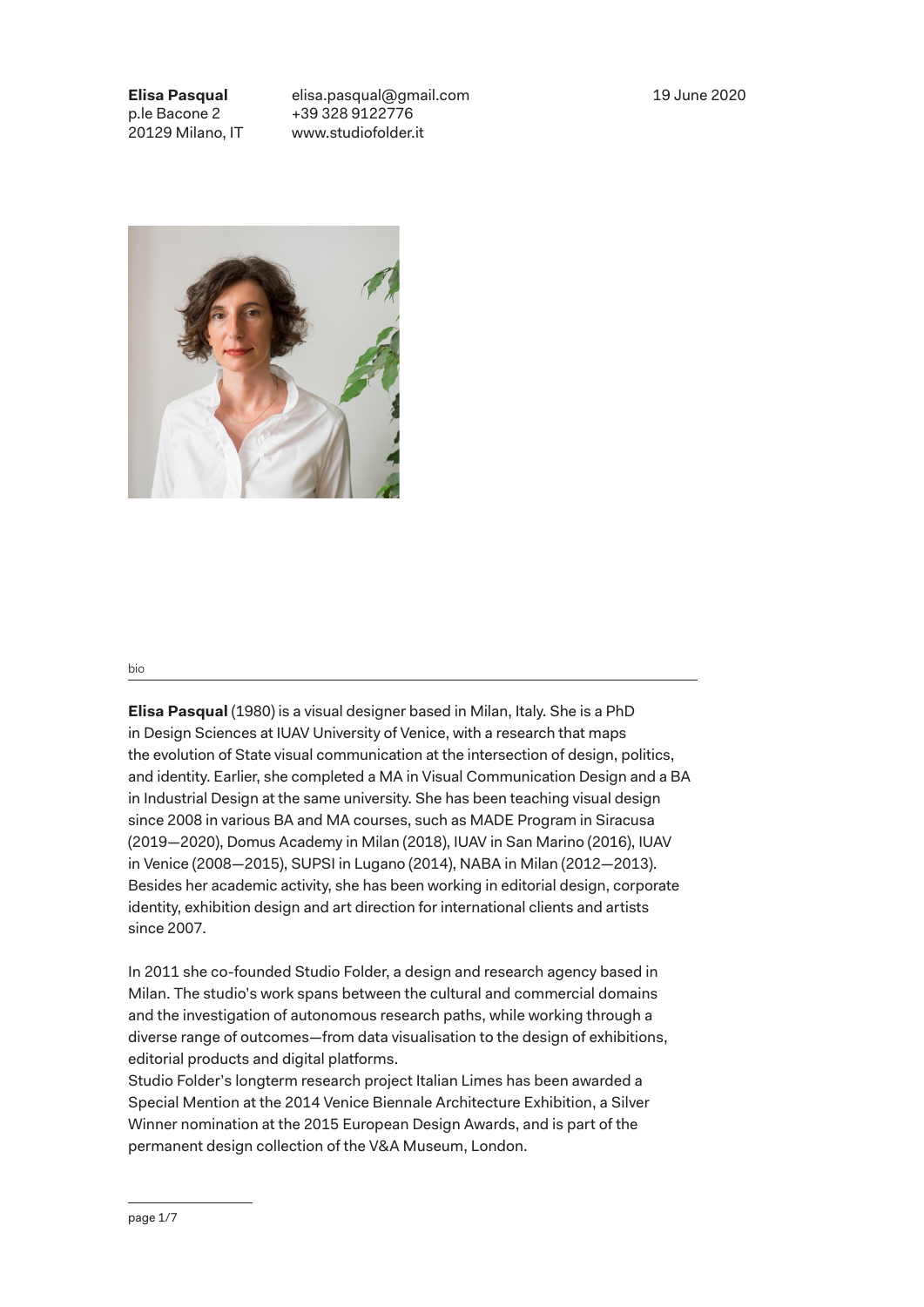**Elisa Pasqual**
p.le Bacone 2
20129 Milano, IT

elisa.pasqual@gmail.com
+39 328 9122776
www.studiofolder.it

19 June 2020

bio

**Elisa Pasqual** (1980) is a visual designer based in Milan, Italy. She is a PhD in Design Sciences at IUAV University of Venice, with a research that maps the evolution of State visual communication at the intersection of design, politics, and identity. Earlier, she completed a MA in Visual Communication Design and a BA in Industrial Design at the same university. She has been teaching visual design since 2008 in various BA and MA courses, such as MADE Program in Siracusa (2019—2020), Domus Academy in Milan (2018), IUAV in San Marino (2016), IUAV in Venice (2008—2015), SUPSI in Lugano (2014), NABA in Milan (2012—2013). Besides her academic activity, she has been working in editorial design, corporate identity, exhibition design and art direction for international clients and artists since 2007.

In 2011 she co-founded Studio Folder, a design and research agency based in Milan. The studio's work spans between the cultural and commercial domains and the investigation of autonomous research paths, while working through a diverse range of outcomes—from data visualisation to the design of exhibitions, editorial products and digital platforms.
Studio Folder's longterm research project Italian Limes has been awarded a Special Mention at the 2014 Venice Biennale Architecture Exhibition, a Silver Winner nomination at the 2015 European Design Awards, and is part of the permanent design collection of the V&A Museum, London.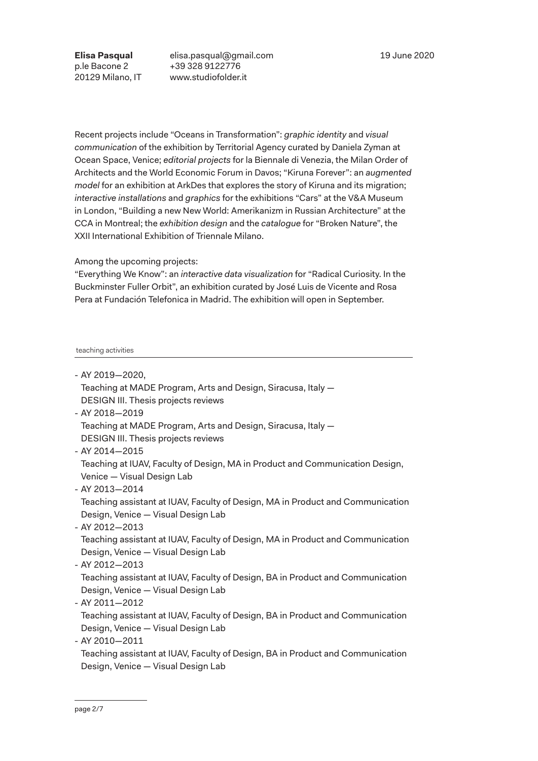**Elisa Pasqual**
p.le Bacone 2
20129 Milano, IT

elisa.pasqual@gmail.com
+39 328 9122776
www.studiofolder.it

19 June 2020

Recent projects include "Oceans in Transformation": *graphic identity* and *visual communication* of the exhibition by Territorial Agency curated by Daniela Zyman at Ocean Space, Venice; *editorial projects* for la Biennale di Venezia, the Milan Order of Architects and the World Economic Forum in Davos; "Kiruna Forever": an *augmented model* for an exhibition at ArkDes that explores the story of Kiruna and its migration; *interactive installations* and *graphics* for the exhibitions "Cars" at the V&A Museum in London, "Building a new New World: Amerikanizm in Russian Architecture" at the CCA in Montreal; the *exhibition design* and the *catalogue* for "Broken Nature", the XXII International Exhibition of Triennale Milano.

Among the upcoming projects:
"Everything We Know": an *interactive data visualization* for "Radical Curiosity. In the Buckminster Fuller Orbit", an exhibition curated by José Luis de Vicente and Rosa Pera at Fundación Telefonica in Madrid. The exhibition will open in September.

## teaching activities

- AY 2019—2020,
  Teaching at MADE Program, Arts and Design, Siracusa, Italy —
  DESIGN III. Thesis projects reviews
- AY 2018—2019
  Teaching at MADE Program, Arts and Design, Siracusa, Italy —
  DESIGN III. Thesis projects reviews
- AY 2014—2015
  Teaching at IUAV, Faculty of Design, MA in Product and Communication Design, Venice — Visual Design Lab
- AY 2013—2014
  Teaching assistant at IUAV, Faculty of Design, MA in Product and Communication Design, Venice — Visual Design Lab
- AY 2012—2013
  Teaching assistant at IUAV, Faculty of Design, MA in Product and Communication Design, Venice — Visual Design Lab
- AY 2012—2013
  Teaching assistant at IUAV, Faculty of Design, BA in Product and Communication Design, Venice — Visual Design Lab
- AY 2011—2012
  Teaching assistant at IUAV, Faculty of Design, BA in Product and Communication Design, Venice — Visual Design Lab
- AY 2010—2011
  Teaching assistant at IUAV, Faculty of Design, BA in Product and Communication Design, Venice — Visual Design Lab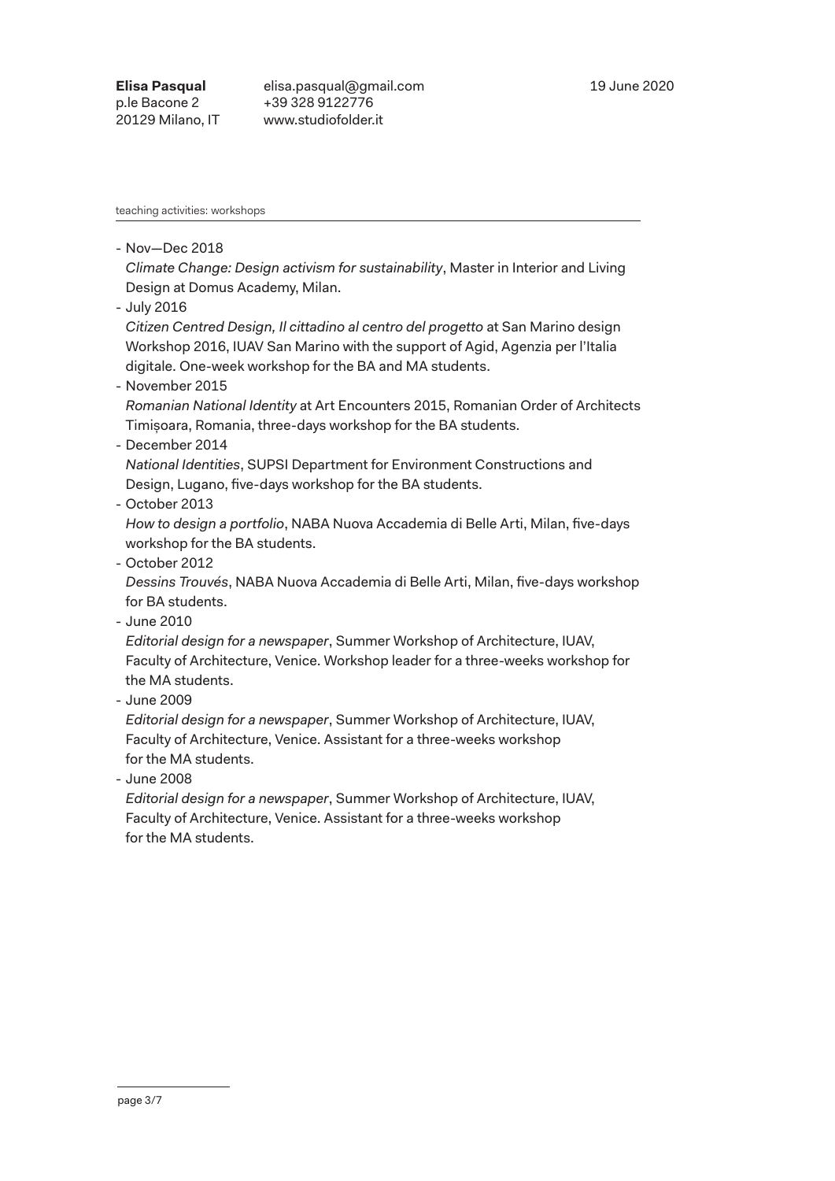**Elisa Pasqual**
p.le Bacone 2
20129 Milano, IT

elisa.pasqual@gmail.com
+39 328 9122776
www.studiofolder.it

19 June 2020

teaching activities: workshops

- Nov—Dec 2018
  *Climate Change: Design activism for sustainability*, Master in Interior and Living Design at Domus Academy, Milan.
- July 2016
  *Citizen Centred Design, Il cittadino al centro del progetto* at San Marino design Workshop 2016, IUAV San Marino with the support of Agid, Agenzia per l'Italia digitale. One-week workshop for the BA and MA students.
- November 2015
  *Romanian National Identity* at Art Encounters 2015, Romanian Order of Architects Timișoara, Romania, three-days workshop for the BA students.
- December 2014
  *National Identities*, SUPSI Department for Environment Constructions and Design, Lugano, five-days workshop for the BA students.
- October 2013
  *How to design a portfolio*, NABA Nuova Accademia di Belle Arti, Milan, five-days workshop for the BA students.
- October 2012
  *Dessins Trouvés*, NABA Nuova Accademia di Belle Arti, Milan, five-days workshop for BA students.
- June 2010
  *Editorial design for a newspaper*, Summer Workshop of Architecture, IUAV, Faculty of Architecture, Venice. Workshop leader for a three-weeks workshop for the MA students.
- June 2009
  *Editorial design for a newspaper*, Summer Workshop of Architecture, IUAV, Faculty of Architecture, Venice. Assistant for a three-weeks workshop for the MA students.
- June 2008
  *Editorial design for a newspaper*, Summer Workshop of Architecture, IUAV, Faculty of Architecture, Venice. Assistant for a three-weeks workshop for the MA students.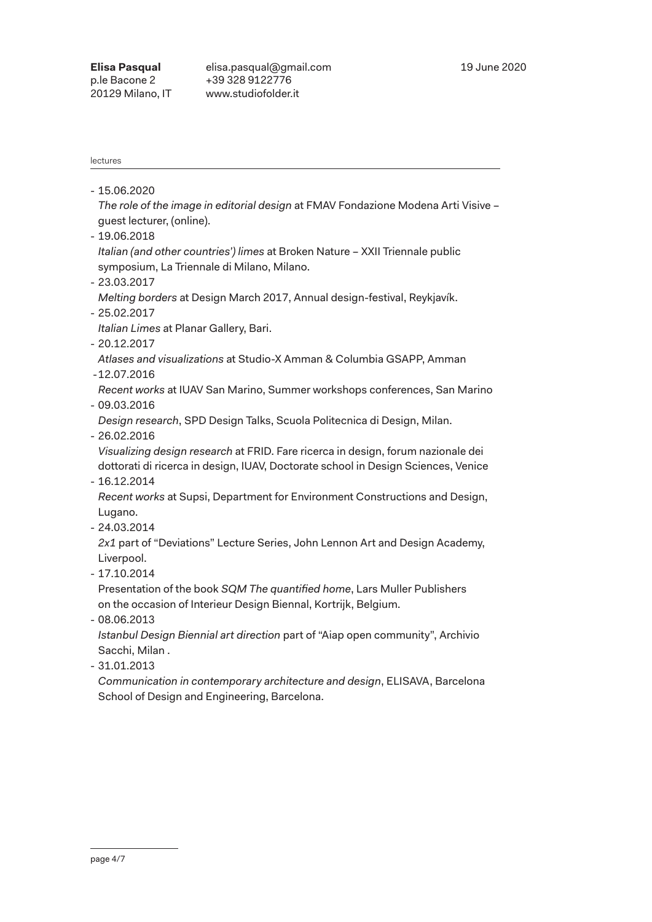**Elisa Pasqual**
p.le Bacone 2
20129 Milano, IT

elisa.pasqual@gmail.com
+39 328 9122776
www.studiofolder.it

19 June 2020

lectures

- 15.06.2020
  *The role of the image in editorial design* at FMAV Fondazione Modena Arti Visive – guest lecturer, (online).
- 19.06.2018
  *Italian (and other countries') limes* at Broken Nature – XXII Triennale public symposium, La Triennale di Milano, Milano.
- 23.03.2017
  *Melting borders* at Design March 2017, Annual design-festival, Reykjavík.
- 25.02.2017
  *Italian Limes* at Planar Gallery, Bari.
- 20.12.2017
  *Atlases and visualizations* at Studio-X Amman & Columbia GSAPP, Amman
- 12.07.2016
  *Recent works* at IUAV San Marino, Summer workshops conferences, San Marino
- 09.03.2016
  *Design research*, SPD Design Talks, Scuola Politecnica di Design, Milan.
- 26.02.2016
  *Visualizing design research* at FRID. Fare ricerca in design, forum nazionale dei dottorati di ricerca in design, IUAV, Doctorate school in Design Sciences, Venice
- 16.12.2014
  *Recent works* at Supsi, Department for Environment Constructions and Design, Lugano.
- 24.03.2014
  *2x1* part of "Deviations" Lecture Series, John Lennon Art and Design Academy, Liverpool.
- 17.10.2014
  Presentation of the book *SQM The quantified home*, Lars Muller Publishers on the occasion of Interieur Design Biennal, Kortrijk, Belgium.
- 08.06.2013
  *Istanbul Design Biennial art direction* part of "Aiap open community", Archivio Sacchi, Milan .
- 31.01.2013
  *Communication in contemporary architecture and design*, ELISAVA, Barcelona School of Design and Engineering, Barcelona.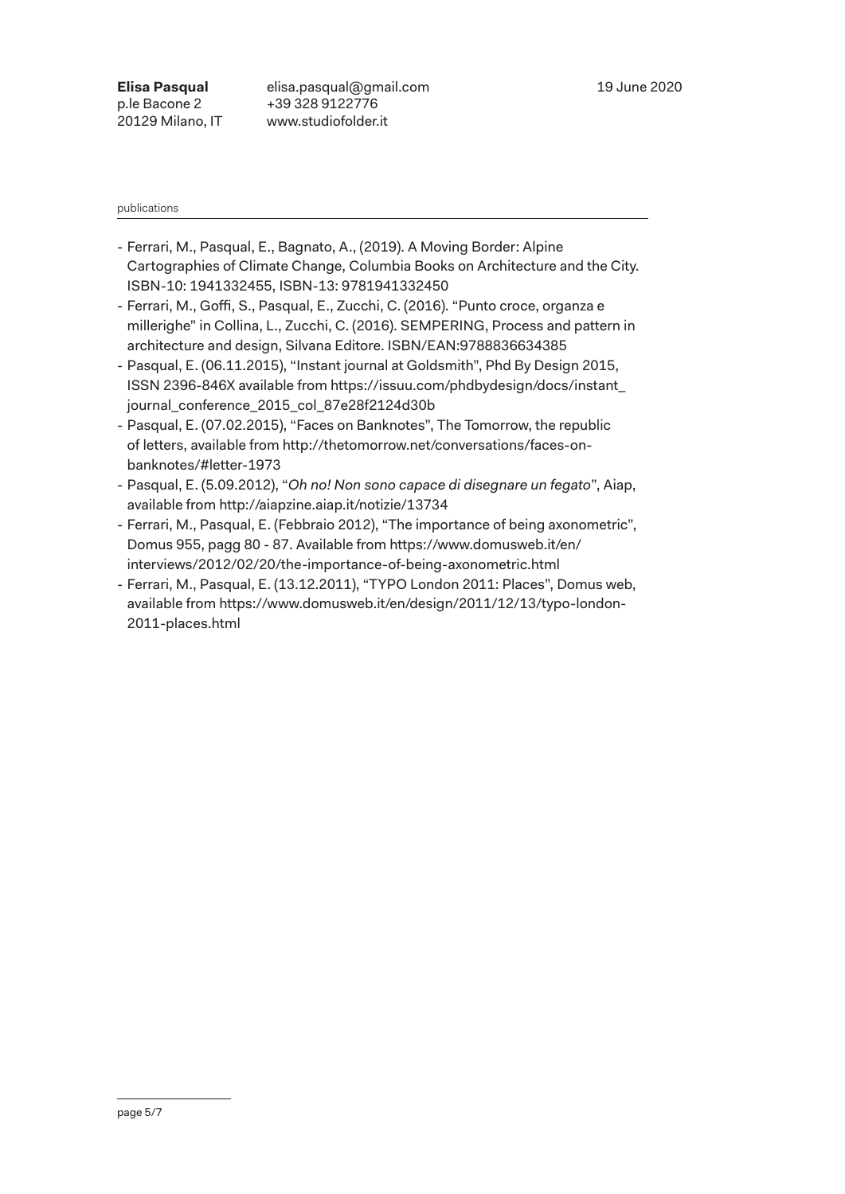**Elisa Pasqual**
p.le Bacone 2
20129 Milano, IT

elisa.pasqual@gmail.com
+39 328 9122776
www.studiofolder.it

19 June 2020

## publications

- Ferrari, M., Pasqual, E., Bagnato, A., (2019). A Moving Border: Alpine Cartographies of Climate Change, Columbia Books on Architecture and the City. ISBN-10: 1941332455, ISBN-13: 9781941332450
- Ferrari, M., Goffi, S., Pasqual, E., Zucchi, C. (2016). "Punto croce, organza e millerighe" in Collina, L., Zucchi, C. (2016). SEMPERING, Process and pattern in architecture and design, Silvana Editore. ISBN/EAN:9788836634385
- Pasqual, E. (06.11.2015), "Instant journal at Goldsmith", Phd By Design 2015, ISSN 2396-846X available from https://issuu.com/phdbydesign/docs/instant_journal_conference_2015_col_87e28f2124d30b
- Pasqual, E. (07.02.2015), "Faces on Banknotes", The Tomorrow, the republic of letters, available from http://thetomorrow.net/conversations/faces-on-banknotes/#letter-1973
- Pasqual, E. (5.09.2012), "*Oh no! Non sono capace di disegnare un fegato*", Aiap, available from http://aiapzine.aiap.it/notizie/13734
- Ferrari, M., Pasqual, E. (Febbraio 2012), "The importance of being axonometric", Domus 955, pagg 80 - 87. Available from https://www.domusweb.it/en/interviews/2012/02/20/the-importance-of-being-axonometric.html
- Ferrari, M., Pasqual, E. (13.12.2011), "TYPO London 2011: Places", Domus web, available from https://www.domusweb.it/en/design/2011/12/13/typo-london-2011-places.html